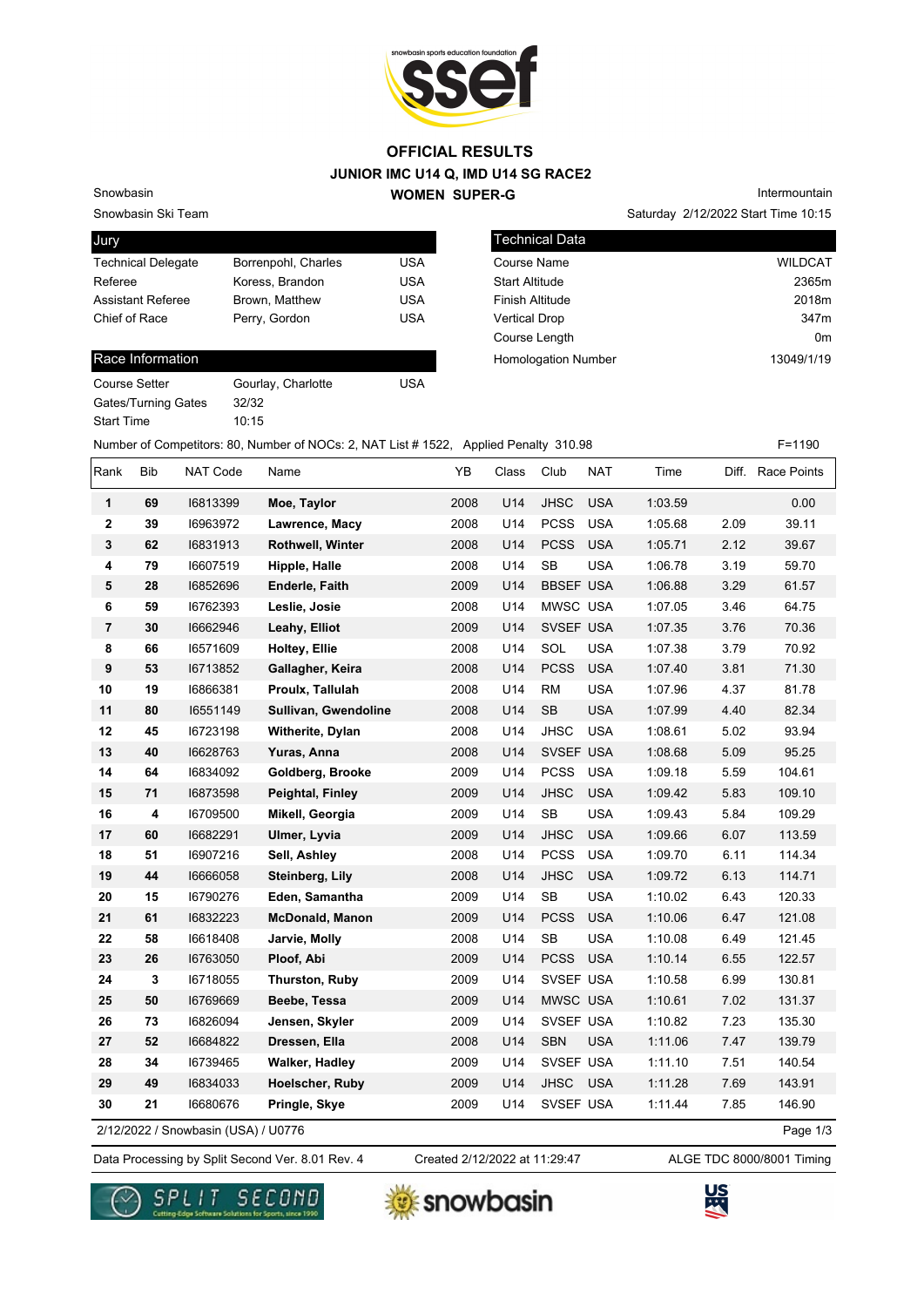# OFFICIAL RESULTS

## JUNIOR IMC U14 Q, IMD U14 SG RACE2

## WOMEN SUPER-G

Snowbasin
Snowbasin Ski Team

Intermountain
Saturday 2/12/2022 Start Time 10:15

| Jury | | |
|---|---|---|
| Technical Delegate | Borrenpohl, Charles | USA |
| Referee | Koress, Brandon | USA |
| Assistant Referee | Brown, Matthew | USA |
| Chief of Race | Perry, Gordon | USA |

| Technical Data | |
|---|---|
| Course Name | WILDCAT |
| Start Altitude | 2365m |
| Finish Altitude | 2018m |
| Vertical Drop | 347m |
| Course Length | 0m |
| Homologation Number | 13049/1/19 |

| Race Information | | |
|---|---|---|
| Course Setter | Gourlay, Charlotte | USA |
| Gates/Turning Gates | 32/32 | |
| Start Time | 10:15 | |

Number of Competitors: 80, Number of NOCs: 2, NAT List # 1522, Applied Penalty 310.98 F=1190

| Rank | Bib | NAT Code | Name | YB | Class | Club | NAT | Time | Diff. | Race Points |
|---|---|---|---|---|---|---|---|---|---|---|
| 1 | 69 | I6813399 | **Moe, Taylor** | 2008 | U14 | JHSC | USA | 1:03.59 | | 0.00 |
| 2 | 39 | I6963972 | **Lawrence, Macy** | 2008 | U14 | PCSS | USA | 1:05.68 | 2.09 | 39.11 |
| 3 | 62 | I6831913 | **Rothwell, Winter** | 2008 | U14 | PCSS | USA | 1:05.71 | 2.12 | 39.67 |
| 4 | 79 | I6607519 | **Hipple, Halle** | 2008 | U14 | SB | USA | 1:06.78 | 3.19 | 59.70 |
| 5 | 28 | I6852696 | **Enderle, Faith** | 2009 | U14 | BBSEF | USA | 1:06.88 | 3.29 | 61.57 |
| 6 | 59 | I6762393 | **Leslie, Josie** | 2008 | U14 | MWSC | USA | 1:07.05 | 3.46 | 64.75 |
| 7 | 30 | I6662946 | **Leahy, Elliot** | 2009 | U14 | SVSEF | USA | 1:07.35 | 3.76 | 70.36 |
| 8 | 66 | I6571609 | **Holtey, Ellie** | 2008 | U14 | SOL | USA | 1:07.38 | 3.79 | 70.92 |
| 9 | 53 | I6713852 | **Gallagher, Keira** | 2008 | U14 | PCSS | USA | 1:07.40 | 3.81 | 71.30 |
| 10 | 19 | I6866381 | **Proulx, Tallulah** | 2008 | U14 | RM | USA | 1:07.96 | 4.37 | 81.78 |
| 11 | 80 | I6551149 | **Sullivan, Gwendoline** | 2008 | U14 | SB | USA | 1:07.99 | 4.40 | 82.34 |
| 12 | 45 | I6723198 | **Witherite, Dylan** | 2008 | U14 | JHSC | USA | 1:08.61 | 5.02 | 93.94 |
| 13 | 40 | I6628763 | **Yuras, Anna** | 2008 | U14 | SVSEF | USA | 1:08.68 | 5.09 | 95.25 |
| 14 | 64 | I6834092 | **Goldberg, Brooke** | 2009 | U14 | PCSS | USA | 1:09.18 | 5.59 | 104.61 |
| 15 | 71 | I6873598 | **Peightal, Finley** | 2009 | U14 | JHSC | USA | 1:09.42 | 5.83 | 109.10 |
| 16 | 4 | I6709500 | **Mikell, Georgia** | 2009 | U14 | SB | USA | 1:09.43 | 5.84 | 109.29 |
| 17 | 60 | I6682291 | **Ulmer, Lyvia** | 2009 | U14 | JHSC | USA | 1:09.66 | 6.07 | 113.59 |
| 18 | 51 | I6907216 | **Sell, Ashley** | 2008 | U14 | PCSS | USA | 1:09.70 | 6.11 | 114.34 |
| 19 | 44 | I6666058 | **Steinberg, Lily** | 2008 | U14 | JHSC | USA | 1:09.72 | 6.13 | 114.71 |
| 20 | 15 | I6790276 | **Eden, Samantha** | 2009 | U14 | SB | USA | 1:10.02 | 6.43 | 120.33 |
| 21 | 61 | I6832223 | **McDonald, Manon** | 2009 | U14 | PCSS | USA | 1:10.06 | 6.47 | 121.08 |
| 22 | 58 | I6618408 | **Jarvie, Molly** | 2008 | U14 | SB | USA | 1:10.08 | 6.49 | 121.45 |
| 23 | 26 | I6763050 | **Ploof, Abi** | 2009 | U14 | PCSS | USA | 1:10.14 | 6.55 | 122.57 |
| 24 | 3 | I6718055 | **Thurston, Ruby** | 2009 | U14 | SVSEF | USA | 1:10.58 | 6.99 | 130.81 |
| 25 | 50 | I6769669 | **Beebe, Tessa** | 2009 | U14 | MWSC | USA | 1:10.61 | 7.02 | 131.37 |
| 26 | 73 | I6826094 | **Jensen, Skyler** | 2009 | U14 | SVSEF | USA | 1:10.82 | 7.23 | 135.30 |
| 27 | 52 | I6684822 | **Dressen, Ella** | 2008 | U14 | SBN | USA | 1:11.06 | 7.47 | 139.79 |
| 28 | 34 | I6739465 | **Walker, Hadley** | 2009 | U14 | SVSEF | USA | 1:11.10 | 7.51 | 140.54 |
| 29 | 49 | I6834033 | **Hoelscher, Ruby** | 2009 | U14 | JHSC | USA | 1:11.28 | 7.69 | 143.91 |
| 30 | 21 | I6680676 | **Pringle, Skye** | 2009 | U14 | SVSEF | USA | 1:11.44 | 7.85 | 146.90 |

2/12/2022 / Snowbasin (USA) / U0776

Data Processing by Split Second Ver. 8.01 Rev. 4 Created 2/12/2022 at 11:29:47 ALGE TDC 8000/8001 Timing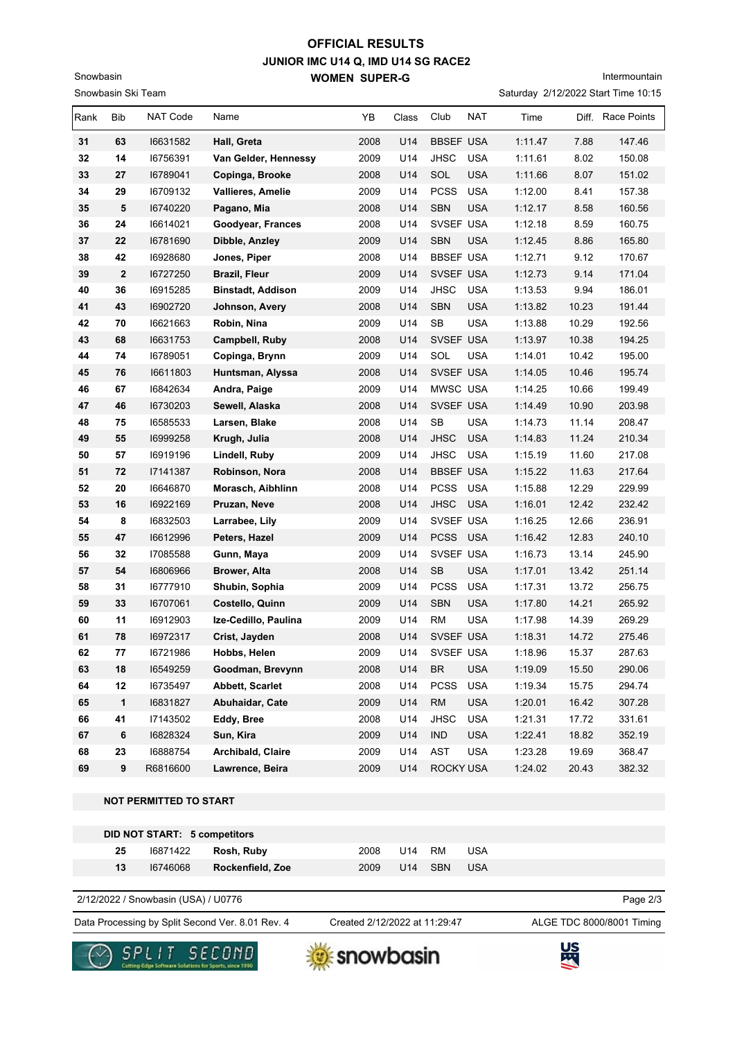# OFFICIAL RESULTS
## JUNIOR IMC U14 Q, IMD U14 SG RACE2
### WOMEN SUPER-G

Snowbasin
Snowbasin Ski Team

Intermountain
Saturday 2/12/2022 Start Time 10:15

| Rank | Bib | NAT Code | Name | YB | Class | Club | NAT | Time | Diff. | Race Points |
|---|---|---|---|---|---|---|---|---|---|---|
| 31 | 63 | I6631582 | **Hall, Greta** | 2008 | U14 | BBSEF | USA | 1:11.47 | 7.88 | 147.46 |
| 32 | 14 | I6756391 | **Van Gelder, Hennessy** | 2009 | U14 | JHSC | USA | 1:11.61 | 8.02 | 150.08 |
| 33 | 27 | I6789041 | **Copinga, Brooke** | 2008 | U14 | SOL | USA | 1:11.66 | 8.07 | 151.02 |
| 34 | 29 | I6709132 | **Vallieres, Amelie** | 2009 | U14 | PCSS | USA | 1:12.00 | 8.41 | 157.38 |
| 35 | 5 | I6740220 | **Pagano, Mia** | 2008 | U14 | SBN | USA | 1:12.17 | 8.58 | 160.56 |
| 36 | 24 | I6614021 | **Goodyear, Frances** | 2008 | U14 | SVSEF | USA | 1:12.18 | 8.59 | 160.75 |
| 37 | 22 | I6781690 | **Dibble, Anzley** | 2009 | U14 | SBN | USA | 1:12.45 | 8.86 | 165.80 |
| 38 | 42 | I6928680 | **Jones, Piper** | 2008 | U14 | BBSEF | USA | 1:12.71 | 9.12 | 170.67 |
| 39 | 2 | I6727250 | **Brazil, Fleur** | 2009 | U14 | SVSEF | USA | 1:12.73 | 9.14 | 171.04 |
| 40 | 36 | I6915285 | **Binstadt, Addison** | 2009 | U14 | JHSC | USA | 1:13.53 | 9.94 | 186.01 |
| 41 | 43 | I6902720 | **Johnson, Avery** | 2008 | U14 | SBN | USA | 1:13.82 | 10.23 | 191.44 |
| 42 | 70 | I6621663 | **Robin, Nina** | 2009 | U14 | SB | USA | 1:13.88 | 10.29 | 192.56 |
| 43 | 68 | I6631753 | **Campbell, Ruby** | 2008 | U14 | SVSEF | USA | 1:13.97 | 10.38 | 194.25 |
| 44 | 74 | I6789051 | **Copinga, Brynn** | 2009 | U14 | SOL | USA | 1:14.01 | 10.42 | 195.00 |
| 45 | 76 | I6611803 | **Huntsman, Alyssa** | 2008 | U14 | SVSEF | USA | 1:14.05 | 10.46 | 195.74 |
| 46 | 67 | I6842634 | **Andra, Paige** | 2009 | U14 | MWSC | USA | 1:14.25 | 10.66 | 199.49 |
| 47 | 46 | I6730203 | **Sewell, Alaska** | 2008 | U14 | SVSEF | USA | 1:14.49 | 10.90 | 203.98 |
| 48 | 75 | I6585533 | **Larsen, Blake** | 2008 | U14 | SB | USA | 1:14.73 | 11.14 | 208.47 |
| 49 | 55 | I6999258 | **Krugh, Julia** | 2008 | U14 | JHSC | USA | 1:14.83 | 11.24 | 210.34 |
| 50 | 57 | I6919196 | **Lindell, Ruby** | 2009 | U14 | JHSC | USA | 1:15.19 | 11.60 | 217.08 |
| 51 | 72 | I7141387 | **Robinson, Nora** | 2008 | U14 | BBSEF | USA | 1:15.22 | 11.63 | 217.64 |
| 52 | 20 | I6646870 | **Morasch, Aibhlinn** | 2008 | U14 | PCSS | USA | 1:15.88 | 12.29 | 229.99 |
| 53 | 16 | I6922169 | **Pruzan, Neve** | 2008 | U14 | JHSC | USA | 1:16.01 | 12.42 | 232.42 |
| 54 | 8 | I6832503 | **Larrabee, Lily** | 2009 | U14 | SVSEF | USA | 1:16.25 | 12.66 | 236.91 |
| 55 | 47 | I6612996 | **Peters, Hazel** | 2009 | U14 | PCSS | USA | 1:16.42 | 12.83 | 240.10 |
| 56 | 32 | I7085588 | **Gunn, Maya** | 2009 | U14 | SVSEF | USA | 1:16.73 | 13.14 | 245.90 |
| 57 | 54 | I6806966 | **Brower, Alta** | 2008 | U14 | SB | USA | 1:17.01 | 13.42 | 251.14 |
| 58 | 31 | I6777910 | **Shubin, Sophia** | 2009 | U14 | PCSS | USA | 1:17.31 | 13.72 | 256.75 |
| 59 | 33 | I6707061 | **Costello, Quinn** | 2009 | U14 | SBN | USA | 1:17.80 | 14.21 | 265.92 |
| 60 | 11 | I6912903 | **Ize-Cedillo, Paulina** | 2009 | U14 | RM | USA | 1:17.98 | 14.39 | 269.29 |
| 61 | 78 | I6972317 | **Crist, Jayden** | 2008 | U14 | SVSEF | USA | 1:18.31 | 14.72 | 275.46 |
| 62 | 77 | I6721986 | **Hobbs, Helen** | 2009 | U14 | SVSEF | USA | 1:18.96 | 15.37 | 287.63 |
| 63 | 18 | I6549259 | **Goodman, Brevynn** | 2008 | U14 | BR | USA | 1:19.09 | 15.50 | 290.06 |
| 64 | 12 | I6735497 | **Abbett, Scarlet** | 2008 | U14 | PCSS | USA | 1:19.34 | 15.75 | 294.74 |
| 65 | 1 | I6831827 | **Abuhaidar, Cate** | 2009 | U14 | RM | USA | 1:20.01 | 16.42 | 307.28 |
| 66 | 41 | I7143502 | **Eddy, Bree** | 2008 | U14 | JHSC | USA | 1:21.31 | 17.72 | 331.61 |
| 67 | 6 | I6828324 | **Sun, Kira** | 2009 | U14 | IND | USA | 1:22.41 | 18.82 | 352.19 |
| 68 | 23 | I6888754 | **Archibald, Claire** | 2009 | U14 | AST | USA | 1:23.28 | 19.69 | 368.47 |
| 69 | 9 | R6816600 | **Lawrence, Beira** | 2009 | U14 | ROCKY | USA | 1:24.02 | 20.43 | 382.32 |

**NOT PERMITTED TO START**

**DID NOT START: 5 competitors**

| Bib | NAT Code | Name | YB | Class | Club | NAT |
|---|---|---|---|---|---|---|
| 25 | I6871422 | **Rosh, Ruby** | 2008 | U14 | RM | USA |
| 13 | I6746068 | **Rockenfield, Zoe** | 2009 | U14 | SBN | USA |

2/12/2022 / Snowbasin (USA) / U0776

Data Processing by Split Second Ver. 8.01 Rev. 4 — Created 2/12/2022 at 11:29:47 — ALGE TDC 8000/8001 Timing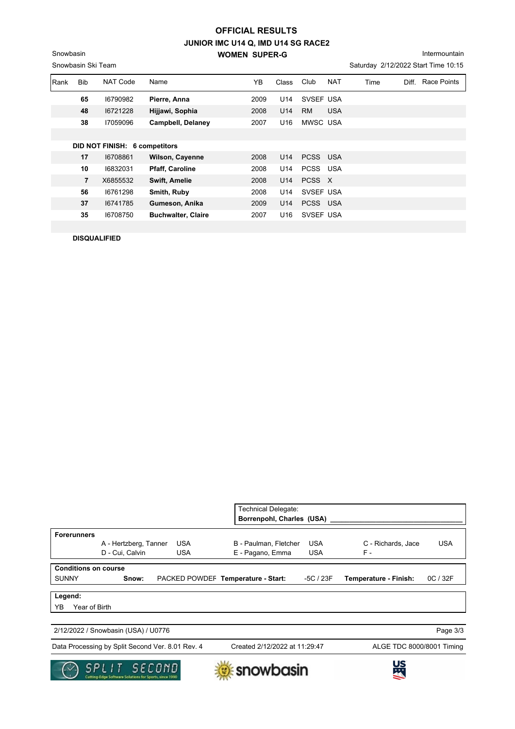# OFFICIAL RESULTS
## JUNIOR IMC U14 Q, IMD U14 SG RACE2
### WOMEN SUPER-G

Snowbasin
Snowbasin Ski Team

Intermountain
Saturday 2/12/2022 Start Time 10:15

| Rank | Bib | NAT Code | Name | YB | Class | Club | NAT | Time | Diff. | Race Points |
|---|---|---|---|---|---|---|---|---|---|---|
| | 65 | I6790982 | **Pierre, Anna** | 2009 | U14 | SVSEF | USA | | | |
| | 48 | I6721228 | **Hijjawi, Sophia** | 2008 | U14 | RM | USA | | | |
| | 38 | I7059096 | **Campbell, Delaney** | 2007 | U16 | MWSC | USA | | | |
| | **DID NOT FINISH: 6 competitors** | | | | | | | | | |
| | 17 | I6708861 | **Wilson, Cayenne** | 2008 | U14 | PCSS | USA | | | |
| | 10 | I6832031 | **Pfaff, Caroline** | 2008 | U14 | PCSS | USA | | | |
| | 7 | X6855532 | **Swift, Amelie** | 2008 | U14 | PCSS | X | | | |
| | 56 | I6761298 | **Smith, Ruby** | 2008 | U14 | SVSEF | USA | | | |
| | 37 | I6741785 | **Gumeson, Anika** | 2009 | U14 | PCSS | USA | | | |
| | 35 | I6708750 | **Buchwalter, Claire** | 2007 | U16 | SVSEF | USA | | | |

**DISQUALIFIED**

Technical Delegate:
**Borrenpohl, Charles (USA)**

**Forerunners**

| | | | | | |
|---|---|---|---|---|---|
| A - Hertzberg, Tanner | USA | B - Paulman, Fletcher | USA | C - Richards, Jace | USA |
| D - Cui, Calvin | USA | E - Pagano, Emma | USA | F - | |

**Conditions on course**

| | | | | | | |
|---|---|---|---|---|---|---|
| SUNNY | **Snow:** | PACKED POWDEF | **Temperature - Start:** | -5C / 23F | **Temperature - Finish:** | 0C / 32F |

**Legend:**
YB Year of Birth

2/12/2022 / Snowbasin (USA) / U0776

Data Processing by Split Second Ver. 8.01 Rev. 4 — Created 2/12/2022 at 11:29:47 — ALGE TDC 8000/8001 Timing